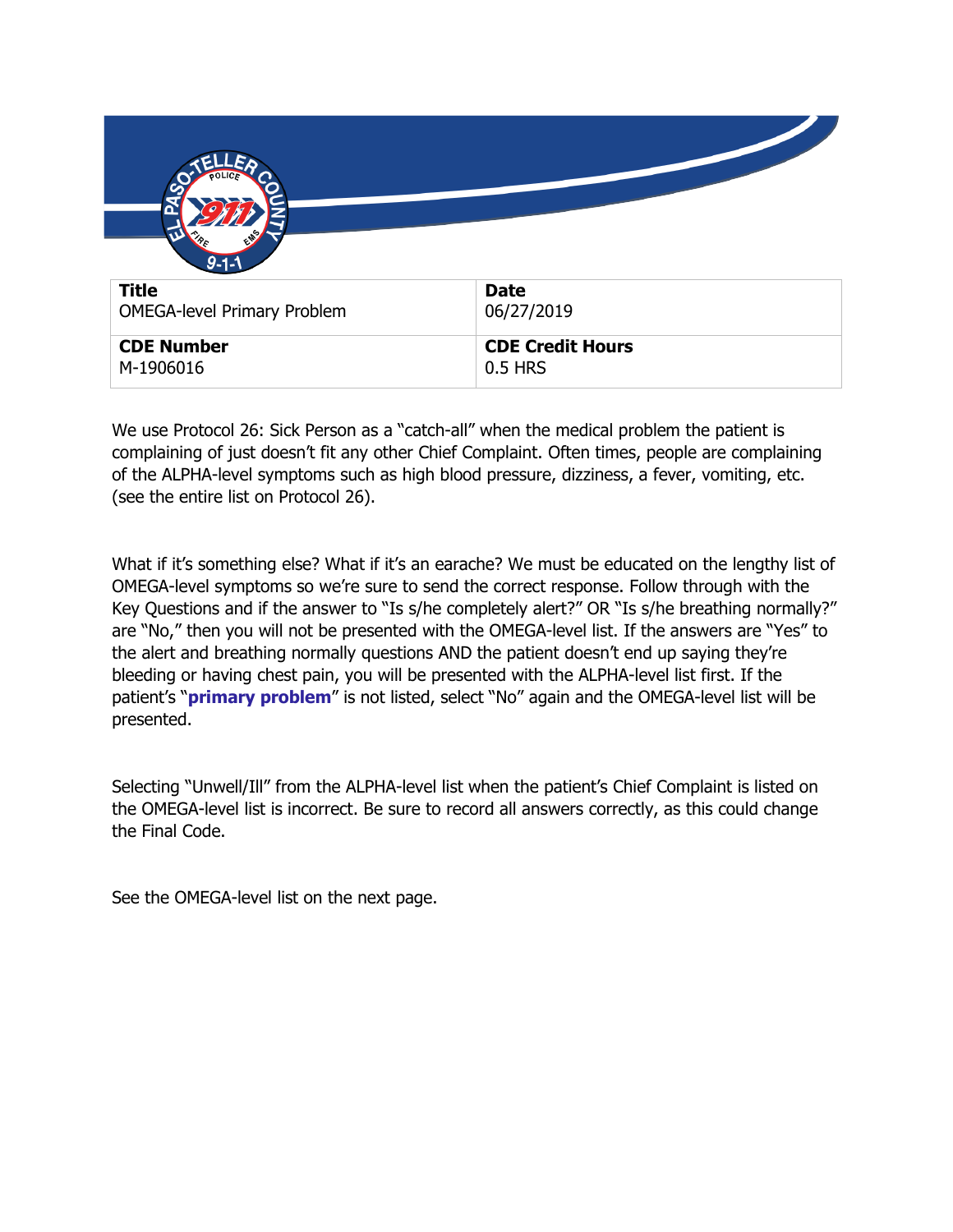| **Title** | **Date** |
| --- | --- |
| OMEGA-level Primary Problem | 06/27/2019 |
| **CDE Number** | **CDE Credit Hours** |
| M-1906016 | 0.5 HRS |

We use Protocol 26: Sick Person as a "catch-all" when the medical problem the patient is complaining of just doesn't fit any other Chief Complaint. Often times, people are complaining of the ALPHA-level symptoms such as high blood pressure, dizziness, a fever, vomiting, etc. (see the entire list on Protocol 26).

What if it's something else? What if it's an earache? We must be educated on the lengthy list of OMEGA-level symptoms so we're sure to send the correct response. Follow through with the Key Questions and if the answer to "Is s/he completely alert?" OR "Is s/he breathing normally?" are "No," then you will not be presented with the OMEGA-level list. If the answers are "Yes" to the alert and breathing normally questions AND the patient doesn't end up saying they're bleeding or having chest pain, you will be presented with the ALPHA-level list first. If the patient's "**primary problem**" is not listed, select "No" again and the OMEGA-level list will be presented.

Selecting "Unwell/Ill" from the ALPHA-level list when the patient's Chief Complaint is listed on the OMEGA-level list is incorrect. Be sure to record all answers correctly, as this could change the Final Code.

See the OMEGA-level list on the next page.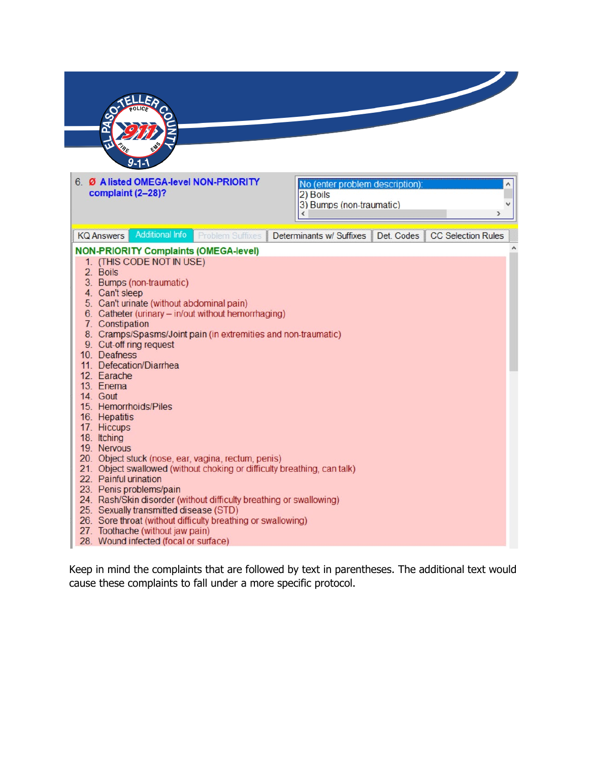6. Ø A listed OMEGA-level NON-PRIORITY complaint (2–28)?

No (enter problem description):
2) Boils
3) Bumps (non-traumatic)

KQ Answers | Additional Info | Problem Suffixes | Determinants w/ Suffixes | Det. Codes | CC Selection Rules

**NON-PRIORITY Complaints (OMEGA-level)**

1. (THIS CODE NOT IN USE)
2. Boils
3. Bumps (non-traumatic)
4. Can't sleep
5. Can't urinate (without abdominal pain)
6. Catheter (urinary – in/out without hemorrhaging)
7. Constipation
8. Cramps/Spasms/Joint pain (in extremities and non-traumatic)
9. Cut-off ring request
10. Deafness
11. Defecation/Diarrhea
12. Earache
13. Enema
14. Gout
15. Hemorrhoids/Piles
16. Hepatitis
17. Hiccups
18. Itching
19. Nervous
20. Object stuck (nose, ear, vagina, rectum, penis)
21. Object swallowed (without choking or difficulty breathing, can talk)
22. Painful urination
23. Penis problems/pain
24. Rash/Skin disorder (without difficulty breathing or swallowing)
25. Sexually transmitted disease (STD)
26. Sore throat (without difficulty breathing or swallowing)
27. Toothache (without jaw pain)
28. Wound infected (focal or surface)

Keep in mind the complaints that are followed by text in parentheses. The additional text would cause these complaints to fall under a more specific protocol.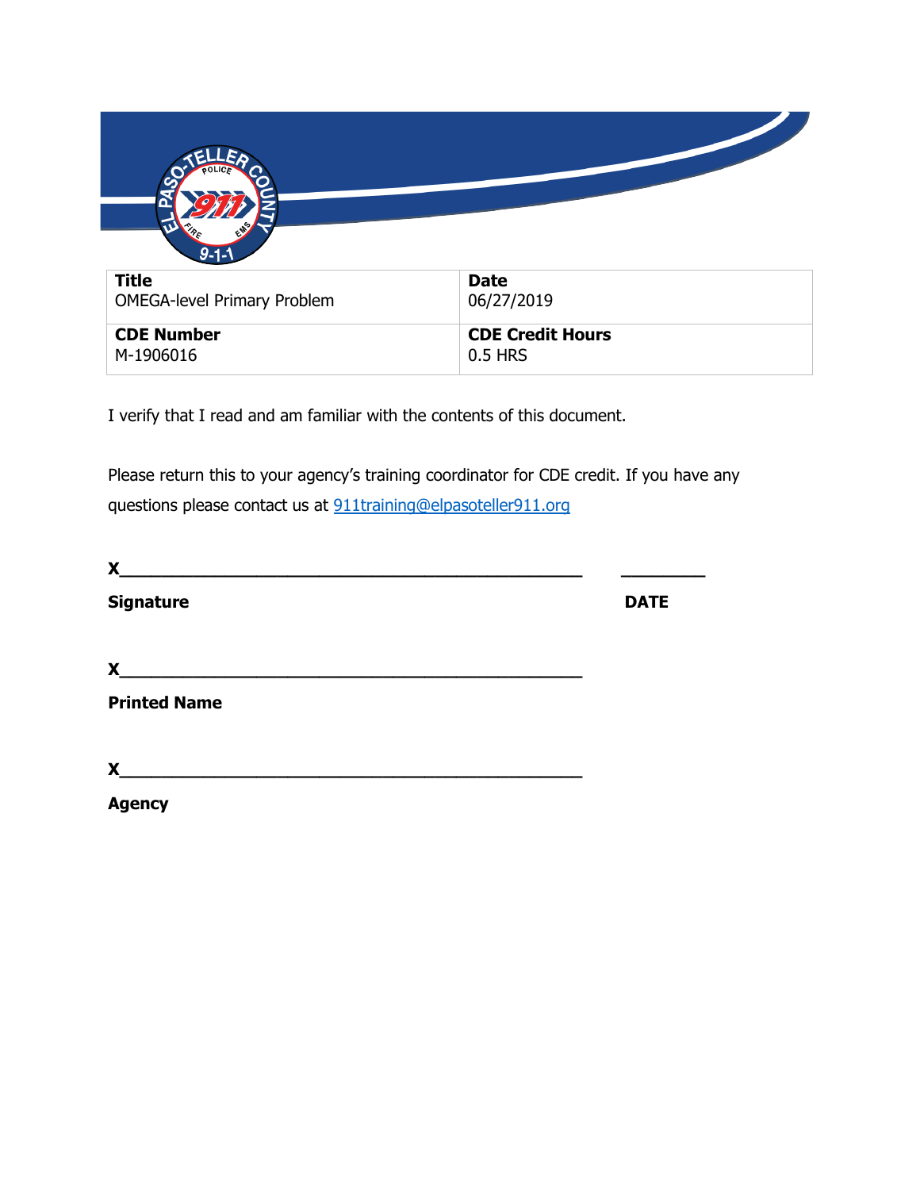| | |
|---|---|
| **Title**<br>OMEGA-level Primary Problem | **Date**<br>06/27/2019 |
| **CDE Number**<br>M-1906016 | **CDE Credit Hours**<br>0.5 HRS |

I verify that I read and am familiar with the contents of this document.

Please return this to your agency's training coordinator for CDE credit. If you have any questions please contact us at 911training@elpasoteller911.org

**X**_______________________________________________ ________

**Signature** **DATE**

**X**_______________________________________________

**Printed Name**

**X**_______________________________________________

**Agency**